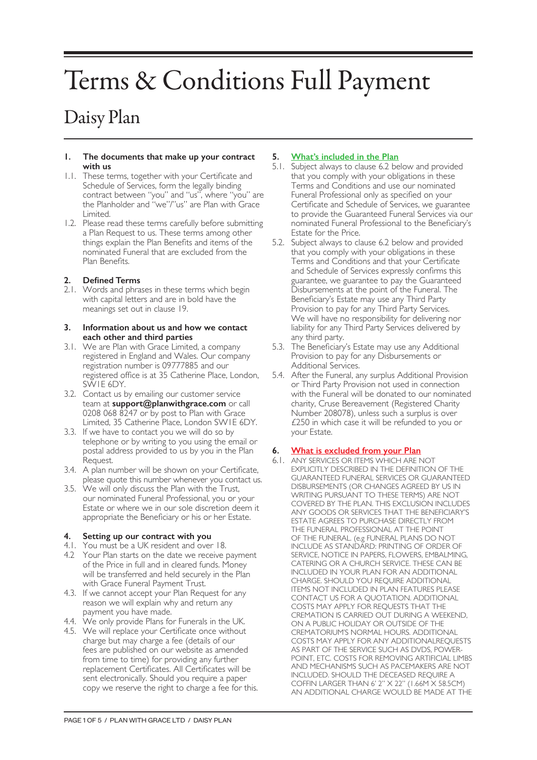# Terms & Conditions Full Payment

## Daisy Plan

**1. The documents that make up your contract with us**

1.1. These terms, together with your Certificate and Schedule of Services, form the legally binding contract between "you" and "us", where "you" are the Planholder and "we"/"us" are Plan with Grace Limited.

1.2. Please read these terms carefully before submitting a Plan Request to us. These terms among other things explain the Plan Benefits and items of the nominated Funeral that are excluded from the Plan Benefits.

**2. Defined Terms**

2.1. Words and phrases in these terms which begin with capital letters and are in bold have the meanings set out in clause 19.

**3. Information about us and how we contact each other and third parties**

3.1. We are Plan with Grace Limited, a company registered in England and Wales. Our company registration number is 09777885 and our registered office is at 35 Catherine Place, London, SW1E 6DY.

3.2. Contact us by emailing our customer service team at **support@planwithgrace.com** or call 0208 068 8247 or by post to Plan with Grace Limited, 35 Catherine Place, London SW1E 6DY.

3.3. If we have to contact you we will do so by telephone or by writing to you using the email or postal address provided to us by you in the Plan Request.

3.4. A plan number will be shown on your Certificate, please quote this number whenever you contact us.

3.5. We will only discuss the Plan with the Trust, our nominated Funeral Professional, you or your Estate or where we in our sole discretion deem it appropriate the Beneficiary or his or her Estate.

**4. Setting up our contract with you**

4.1. You must be a UK resident and over 18.

4.2 Your Plan starts on the date we receive payment of the Price in full and in cleared funds. Money will be transferred and held securely in the Plan with Grace Funeral Payment Trust.

4.3. If we cannot accept your Plan Request for any reason we will explain why and return any payment you have made.

4.4. We only provide Plans for Funerals in the UK.

4.5. We will replace your Certificate once without charge but may charge a fee (details of our fees are published on our website as amended from time to time) for providing any further replacement Certificates. All Certificates will be sent electronically. Should you require a paper copy we reserve the right to charge a fee for this.

**5. What's included in the Plan**

5.1. Subject always to clause 6.2 below and provided that you comply with your obligations in these Terms and Conditions and use our nominated Funeral Professional only as specified on your Certificate and Schedule of Services, we guarantee to provide the Guaranteed Funeral Services via our nominated Funeral Professional to the Beneficiary's Estate for the Price.

5.2. Subject always to clause 6.2 below and provided that you comply with your obligations in these Terms and Conditions and that your Certificate and Schedule of Services expressly confirms this guarantee, we guarantee to pay the Guaranteed Disbursements at the point of the Funeral. The Beneficiary's Estate may use any Third Party Provision to pay for any Third Party Services. We will have no responsibility for delivering nor liability for any Third Party Services delivered by any third party.

5.3. The Beneficiary's Estate may use any Additional Provision to pay for any Disbursements or Additional Services.

5.4. After the Funeral, any surplus Additional Provision or Third Party Provision not used in connection with the Funeral will be donated to our nominated charity, Cruse Bereavement (Registered Charity Number 208078), unless such a surplus is over £250 in which case it will be refunded to you or your Estate.

**6. What is excluded from your Plan**

6.1. ANY SERVICES OR ITEMS WHICH ARE NOT EXPLICITLY DESCRIBED IN THE DEFINITION OF THE GUARANTEED FUNERAL SERVICES OR GUARANTEED DISBURSEMENTS (OR CHANGES AGREED BY US IN WRITING PURSUANT TO THESE TERMS) ARE NOT COVERED BY THE PLAN. THIS EXCLUSION INCLUDES ANY GOODS OR SERVICES THAT THE BENEFICIARY'S ESTATE AGREES TO PURCHASE DIRECTLY FROM THE FUNERAL PROFESSIONAL AT THE POINT OF THE FUNERAL. (e.g FUNERAL PLANS DO NOT INCLUDE AS STANDARD: PRINTING OF ORDER OF SERVICE, NOTICE IN PAPERS, FLOWERS, EMBALMING, CATERING OR A CHURCH SERVICE. THESE CAN BE INCLUDED IN YOUR PLAN FOR AN ADDITIONAL CHARGE. SHOULD YOU REQUIRE ADDITIONAL ITEMS NOT INCLUDED IN PLAN FEATURES PLEASE CONTACT US FOR A QUOTATION. ADDITIONAL COSTS MAY APPLY FOR REQUESTS THAT THE CREMATION IS CARRIED OUT DURING A WEEKEND, ON A PUBLIC HOLIDAY OR OUTSIDE OF THE CREMATORIUM'S NORMAL HOURS. ADDITIONAL COSTS MAY APPLY FOR ANY ADDITIONALREQUESTS AS PART OF THE SERVICE SUCH AS DVDS, POWER-POINT, ETC. COSTS FOR REMOVING ARTIFICIAL LIMBS AND MECHANISMS SUCH AS PACEMAKERS ARE NOT INCLUDED. SHOULD THE DECEASED REQUIRE A COFFIN LARGER THAN 6' 2" X 22" (1.66M X 58.5CM) AN ADDITIONAL CHARGE WOULD BE MADE AT THE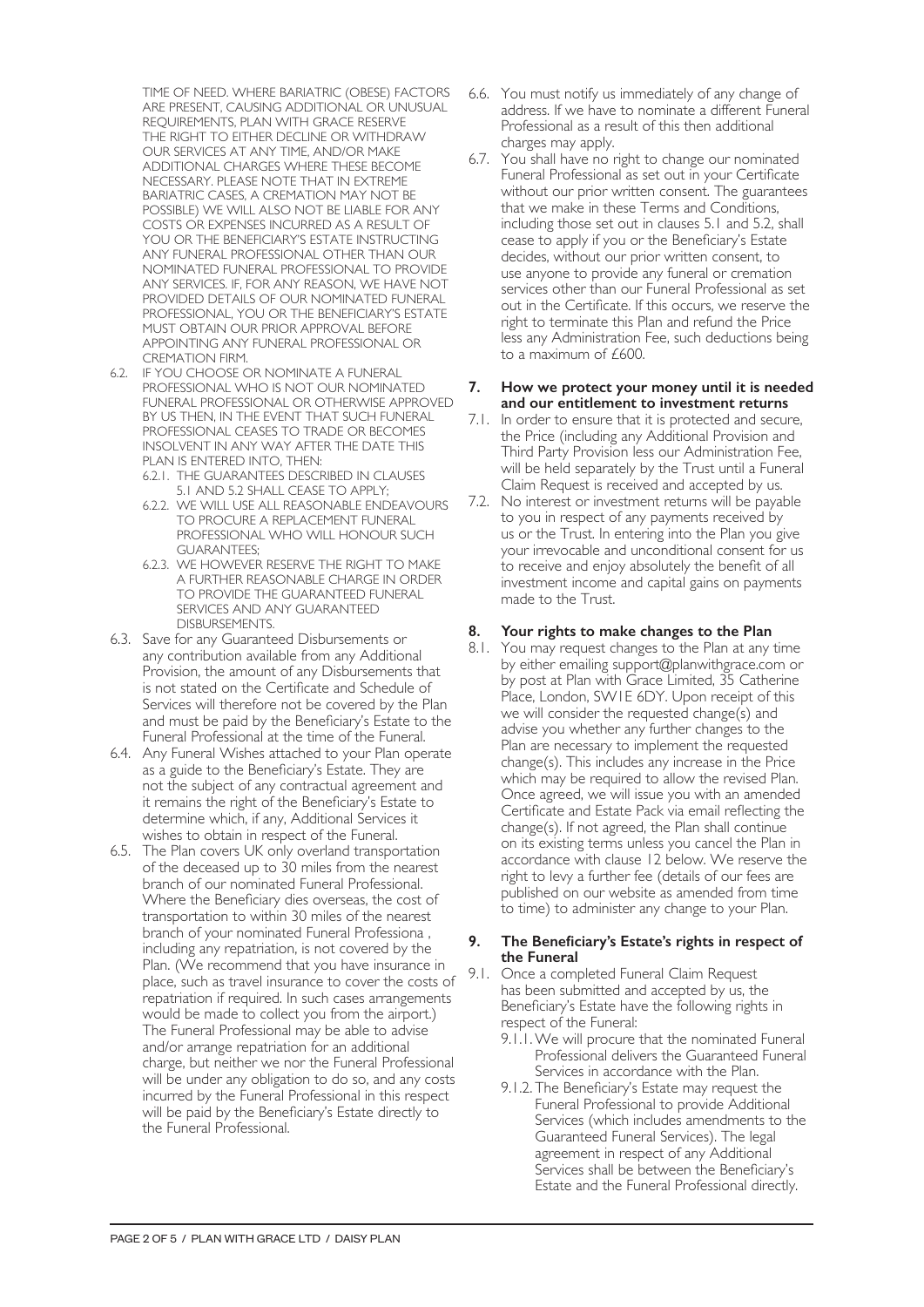TIME OF NEED. WHERE BARIATRIC (OBESE) FACTORS ARE PRESENT, CAUSING ADDITIONAL OR UNUSUAL REQUIREMENTS, PLAN WITH GRACE RESERVE THE RIGHT TO EITHER DECLINE OR WITHDRAW OUR SERVICES AT ANY TIME, AND/OR MAKE ADDITIONAL CHARGES WHERE THESE BECOME NECESSARY. PLEASE NOTE THAT IN EXTREME BARIATRIC CASES, A CREMATION MAY NOT BE POSSIBLE) WE WILL ALSO NOT BE LIABLE FOR ANY COSTS OR EXPENSES INCURRED AS A RESULT OF YOU OR THE BENEFICIARY'S ESTATE INSTRUCTING ANY FUNERAL PROFESSIONAL OTHER THAN OUR NOMINATED FUNERAL PROFESSIONAL TO PROVIDE ANY SERVICES. IF, FOR ANY REASON, WE HAVE NOT PROVIDED DETAILS OF OUR NOMINATED FUNERAL PROFESSIONAL, YOU OR THE BENEFICIARY'S ESTATE MUST OBTAIN OUR PRIOR APPROVAL BEFORE APPOINTING ANY FUNERAL PROFESSIONAL OR CREMATION FIRM.

6.2. IF YOU CHOOSE OR NOMINATE A FUNERAL PROFESSIONAL WHO IS NOT OUR NOMINATED FUNERAL PROFESSIONAL OR OTHERWISE APPROVED BY US THEN, IN THE EVENT THAT SUCH FUNERAL PROFESSIONAL CEASES TO TRADE OR BECOMES INSOLVENT IN ANY WAY AFTER THE DATE THIS PLAN IS ENTERED INTO, THEN:
   - 6.2.1. THE GUARANTEES DESCRIBED IN CLAUSES 5.1 AND 5.2 SHALL CEASE TO APPLY;
   - 6.2.2. WE WILL USE ALL REASONABLE ENDEAVOURS TO PROCURE A REPLACEMENT FUNERAL PROFESSIONAL WHO WILL HONOUR SUCH GUARANTEES;
   - 6.2.3. WE HOWEVER RESERVE THE RIGHT TO MAKE A FURTHER REASONABLE CHARGE IN ORDER TO PROVIDE THE GUARANTEED FUNERAL SERVICES AND ANY GUARANTEED DISBURSEMENTS.

6.3. Save for any Guaranteed Disbursements or any contribution available from any Additional Provision, the amount of any Disbursements that is not stated on the Certificate and Schedule of Services will therefore not be covered by the Plan and must be paid by the Beneficiary's Estate to the Funeral Professional at the time of the Funeral.

6.4. Any Funeral Wishes attached to your Plan operate as a guide to the Beneficiary's Estate. They are not the subject of any contractual agreement and it remains the right of the Beneficiary's Estate to determine which, if any, Additional Services it wishes to obtain in respect of the Funeral.

6.5. The Plan covers UK only overland transportation of the deceased up to 30 miles from the nearest branch of our nominated Funeral Professional. Where the Beneficiary dies overseas, the cost of transportation to within 30 miles of the nearest branch of your nominated Funeral Professiona , including any repatriation, is not covered by the Plan. (We recommend that you have insurance in place, such as travel insurance to cover the costs of repatriation if required. In such cases arrangements would be made to collect you from the airport.) The Funeral Professional may be able to advise and/or arrange repatriation for an additional charge, but neither we nor the Funeral Professional will be under any obligation to do so, and any costs incurred by the Funeral Professional in this respect will be paid by the Beneficiary's Estate directly to the Funeral Professional.

6.6. You must notify us immediately of any change of address. If we have to nominate a different Funeral Professional as a result of this then additional charges may apply.

6.7. You shall have no right to change our nominated Funeral Professional as set out in your Certificate without our prior written consent. The guarantees that we make in these Terms and Conditions, including those set out in clauses 5.1 and 5.2, shall cease to apply if you or the Beneficiary's Estate decides, without our prior written consent, to use anyone to provide any funeral or cremation services other than our Funeral Professional as set out in the Certificate. If this occurs, we reserve the right to terminate this Plan and refund the Price less any Administration Fee, such deductions being to a maximum of £600.

## 7. How we protect your money until it is needed and our entitlement to investment returns

7.1. In order to ensure that it is protected and secure, the Price (including any Additional Provision and Third Party Provision less our Administration Fee, will be held separately by the Trust until a Funeral Claim Request is received and accepted by us.

7.2. No interest or investment returns will be payable to you in respect of any payments received by us or the Trust. In entering into the Plan you give your irrevocable and unconditional consent for us to receive and enjoy absolutely the benefit of all investment income and capital gains on payments made to the Trust.

## 8. Your rights to make changes to the Plan

8.1. You may request changes to the Plan at any time by either emailing support@planwithgrace.com or by post at Plan with Grace Limited, 35 Catherine Place, London, SW1E 6DY. Upon receipt of this we will consider the requested change(s) and advise you whether any further changes to the Plan are necessary to implement the requested change(s). This includes any increase in the Price which may be required to allow the revised Plan. Once agreed, we will issue you with an amended Certificate and Estate Pack via email reflecting the change(s). If not agreed, the Plan shall continue on its existing terms unless you cancel the Plan in accordance with clause 12 below. We reserve the right to levy a further fee (details of our fees are published on our website as amended from time to time) to administer any change to your Plan.

## 9. The Beneficiary's Estate's rights in respect of the Funeral

9.1. Once a completed Funeral Claim Request has been submitted and accepted by us, the Beneficiary's Estate have the following rights in respect of the Funeral:
   - 9.1.1. We will procure that the nominated Funeral Professional delivers the Guaranteed Funeral Services in accordance with the Plan.
   - 9.1.2. The Beneficiary's Estate may request the Funeral Professional to provide Additional Services (which includes amendments to the Guaranteed Funeral Services). The legal agreement in respect of any Additional Services shall be between the Beneficiary's Estate and the Funeral Professional directly.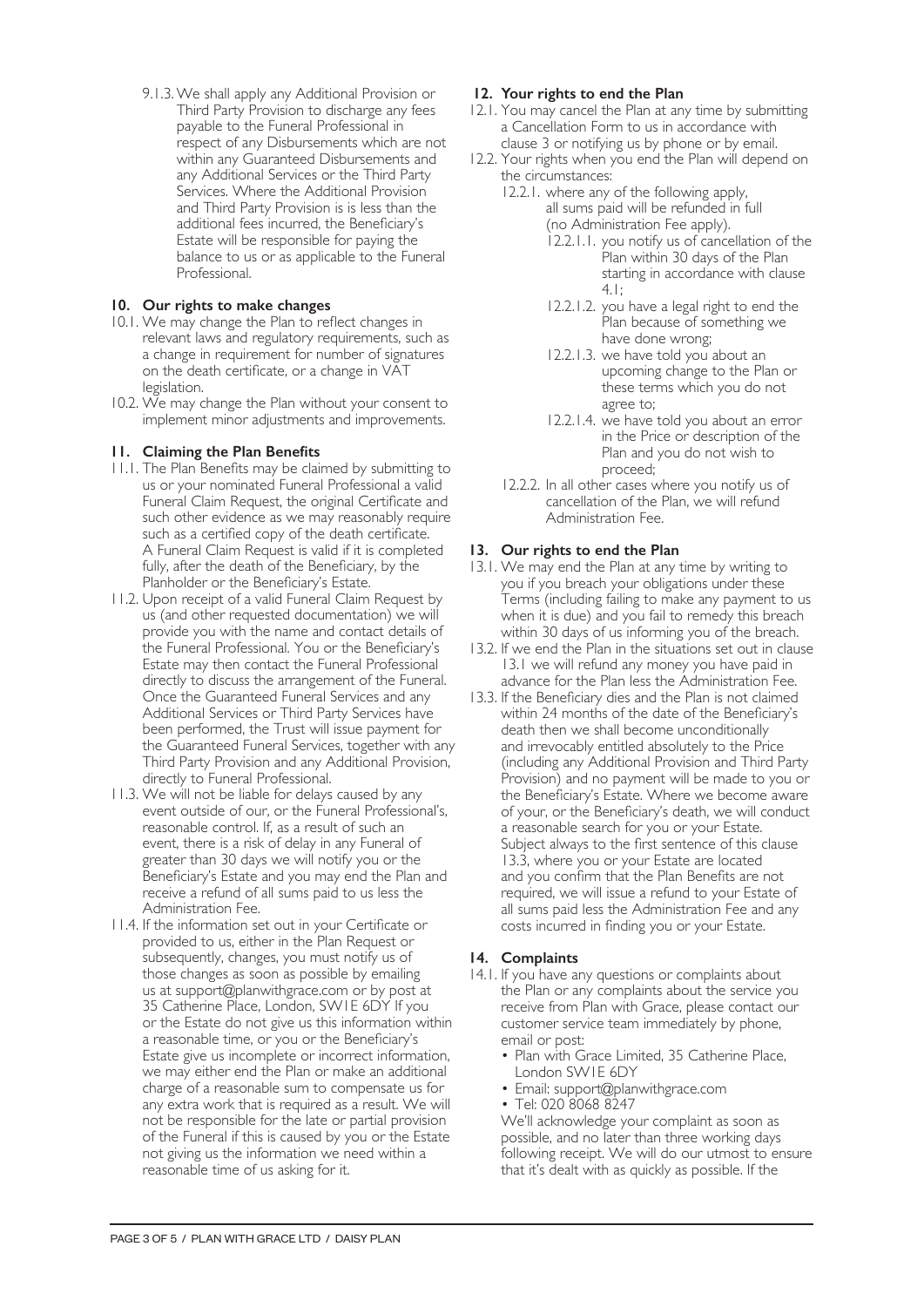9.1.3. We shall apply any Additional Provision or Third Party Provision to discharge any fees payable to the Funeral Professional in respect of any Disbursements which are not within any Guaranteed Disbursements and any Additional Services or the Third Party Services. Where the Additional Provision and Third Party Provision is is less than the additional fees incurred, the Beneficiary's Estate will be responsible for paying the balance to us or as applicable to the Funeral Professional.

## 10. Our rights to make changes

10.1. We may change the Plan to reflect changes in relevant laws and regulatory requirements, such as a change in requirement for number of signatures on the death certificate, or a change in VAT legislation.

10.2. We may change the Plan without your consent to implement minor adjustments and improvements.

## 11. Claiming the Plan Benefits

11.1. The Plan Benefits may be claimed by submitting to us or your nominated Funeral Professional a valid Funeral Claim Request, the original Certificate and such other evidence as we may reasonably require such as a certified copy of the death certificate. A Funeral Claim Request is valid if it is completed fully, after the death of the Beneficiary, by the Planholder or the Beneficiary's Estate.

11.2. Upon receipt of a valid Funeral Claim Request by us (and other requested documentation) we will provide you with the name and contact details of the Funeral Professional. You or the Beneficiary's Estate may then contact the Funeral Professional directly to discuss the arrangement of the Funeral. Once the Guaranteed Funeral Services and any Additional Services or Third Party Services have been performed, the Trust will issue payment for the Guaranteed Funeral Services, together with any Third Party Provision and any Additional Provision, directly to Funeral Professional.

11.3. We will not be liable for delays caused by any event outside of our, or the Funeral Professional's, reasonable control. If, as a result of such an event, there is a risk of delay in any Funeral of greater than 30 days we will notify you or the Beneficiary's Estate and you may end the Plan and receive a refund of all sums paid to us less the Administration Fee.

11.4. If the information set out in your Certificate or provided to us, either in the Plan Request or subsequently, changes, you must notify us of those changes as soon as possible by emailing us at support@planwithgrace.com or by post at 35 Catherine Place, London, SW1E 6DY If you or the Estate do not give us this information within a reasonable time, or you or the Beneficiary's Estate give us incomplete or incorrect information, we may either end the Plan or make an additional charge of a reasonable sum to compensate us for any extra work that is required as a result. We will not be responsible for the late or partial provision of the Funeral if this is caused by you or the Estate not giving us the information we need within a reasonable time of us asking for it.

## 12. Your rights to end the Plan

12.1. You may cancel the Plan at any time by submitting a Cancellation Form to us in accordance with clause 3 or notifying us by phone or by email.

12.2. Your rights when you end the Plan will depend on the circumstances:

12.2.1. where any of the following apply, all sums paid will be refunded in full (no Administration Fee apply).

12.2.1.1. you notify us of cancellation of the Plan within 30 days of the Plan starting in accordance with clause 4.1;

12.2.1.2. you have a legal right to end the Plan because of something we have done wrong;

12.2.1.3. we have told you about an upcoming change to the Plan or these terms which you do not agree to;

12.2.1.4. we have told you about an error in the Price or description of the Plan and you do not wish to proceed;

12.2.2. In all other cases where you notify us of cancellation of the Plan, we will refund Administration Fee.

## 13. Our rights to end the Plan

13.1. We may end the Plan at any time by writing to you if you breach your obligations under these Terms (including failing to make any payment to us when it is due) and you fail to remedy this breach within 30 days of us informing you of the breach.

13.2. If we end the Plan in the situations set out in clause 13.1 we will refund any money you have paid in advance for the Plan less the Administration Fee.

13.3. If the Beneficiary dies and the Plan is not claimed within 24 months of the date of the Beneficiary's death then we shall become unconditionally and irrevocably entitled absolutely to the Price (including any Additional Provision and Third Party Provision) and no payment will be made to you or the Beneficiary's Estate. Where we become aware of your, or the Beneficiary's death, we will conduct a reasonable search for you or your Estate. Subject always to the first sentence of this clause 13.3, where you or your Estate are located and you confirm that the Plan Benefits are not required, we will issue a refund to your Estate of all sums paid less the Administration Fee and any costs incurred in finding you or your Estate.

## 14. Complaints

14.1. If you have any questions or complaints about the Plan or any complaints about the service you receive from Plan with Grace, please contact our customer service team immediately by phone, email or post:

- Plan with Grace Limited, 35 Catherine Place, London SW1E 6DY
- Email: support@planwithgrace.com
- Tel: 020 8068 8247

We'll acknowledge your complaint as soon as possible, and no later than three working days following receipt. We will do our utmost to ensure that it's dealt with as quickly as possible. If the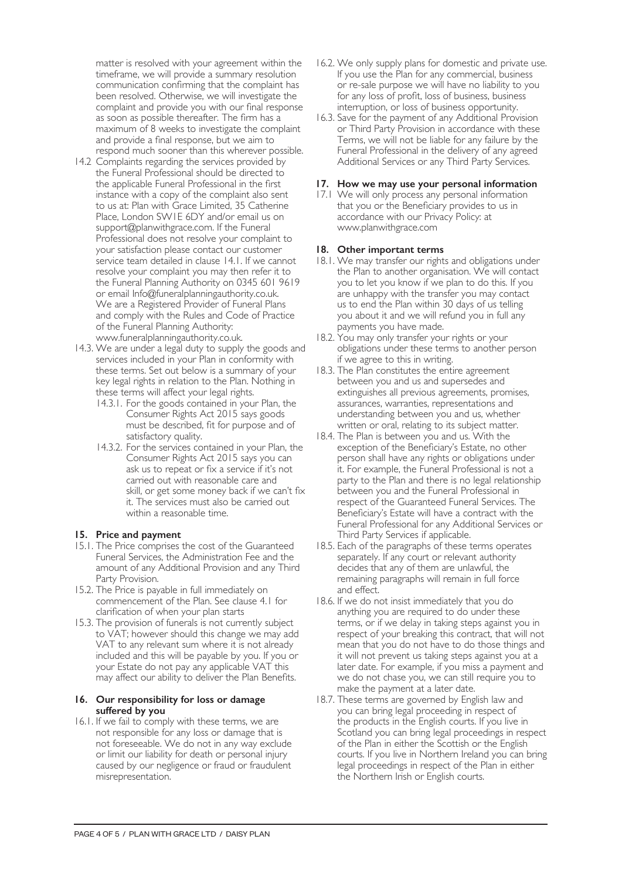matter is resolved with your agreement within the timeframe, we will provide a summary resolution communication confirming that the complaint has been resolved. Otherwise, we will investigate the complaint and provide you with our final response as soon as possible thereafter. The firm has a maximum of 8 weeks to investigate the complaint and provide a final response, but we aim to respond much sooner than this wherever possible.

14.2 Complaints regarding the services provided by the Funeral Professional should be directed to the applicable Funeral Professional in the first instance with a copy of the complaint also sent to us at: Plan with Grace Limited, 35 Catherine Place, London SW1E 6DY and/or email us on support@planwithgrace.com. If the Funeral Professional does not resolve your complaint to your satisfaction please contact our customer service team detailed in clause 14.1. If we cannot resolve your complaint you may then refer it to the Funeral Planning Authority on 0345 601 9619 or email Info@funeralplanningauthority.co.uk. We are a Registered Provider of Funeral Plans and comply with the Rules and Code of Practice of the Funeral Planning Authority: www.funeralplanningauthority.co.uk.

14.3. We are under a legal duty to supply the goods and services included in your Plan in conformity with these terms. Set out below is a summary of your key legal rights in relation to the Plan. Nothing in these terms will affect your legal rights.

- 14.3.1. For the goods contained in your Plan, the Consumer Rights Act 2015 says goods must be described, fit for purpose and of satisfactory quality.
- 14.3.2. For the services contained in your Plan, the Consumer Rights Act 2015 says you can ask us to repeat or fix a service if it's not carried out with reasonable care and skill, or get some money back if we can't fix it. The services must also be carried out within a reasonable time.

## 15. Price and payment

15.1. The Price comprises the cost of the Guaranteed Funeral Services, the Administration Fee and the amount of any Additional Provision and any Third Party Provision.

15.2. The Price is payable in full immediately on commencement of the Plan. See clause 4.1 for clarification of when your plan starts

15.3. The provision of funerals is not currently subject to VAT; however should this change we may add VAT to any relevant sum where it is not already included and this will be payable by you. If you or your Estate do not pay any applicable VAT this may affect our ability to deliver the Plan Benefits.

## 16. Our responsibility for loss or damage suffered by you

16.1. If we fail to comply with these terms, we are not responsible for any loss or damage that is not foreseeable. We do not in any way exclude or limit our liability for death or personal injury caused by our negligence or fraud or fraudulent misrepresentation.

16.2. We only supply plans for domestic and private use. If you use the Plan for any commercial, business or re-sale purpose we will have no liability to you for any loss of profit, loss of business, business interruption, or loss of business opportunity.

16.3. Save for the payment of any Additional Provision or Third Party Provision in accordance with these Terms, we will not be liable for any failure by the Funeral Professional in the delivery of any agreed Additional Services or any Third Party Services.

## 17. How we may use your personal information

17.1 We will only process any personal information that you or the Beneficiary provides to us in accordance with our Privacy Policy: at www.planwithgrace.com

## 18. Other important terms

18.1. We may transfer our rights and obligations under the Plan to another organisation. We will contact you to let you know if we plan to do this. If you are unhappy with the transfer you may contact us to end the Plan within 30 days of us telling you about it and we will refund you in full any payments you have made.

18.2. You may only transfer your rights or your obligations under these terms to another person if we agree to this in writing.

18.3. The Plan constitutes the entire agreement between you and us and supersedes and extinguishes all previous agreements, promises, assurances, warranties, representations and understanding between you and us, whether written or oral, relating to its subject matter.

18.4. The Plan is between you and us. With the exception of the Beneficiary's Estate, no other person shall have any rights or obligations under it. For example, the Funeral Professional is not a party to the Plan and there is no legal relationship between you and the Funeral Professional in respect of the Guaranteed Funeral Services. The Beneficiary's Estate will have a contract with the Funeral Professional for any Additional Services or Third Party Services if applicable.

18.5. Each of the paragraphs of these terms operates separately. If any court or relevant authority decides that any of them are unlawful, the remaining paragraphs will remain in full force and effect.

18.6. If we do not insist immediately that you do anything you are required to do under these terms, or if we delay in taking steps against you in respect of your breaking this contract, that will not mean that you do not have to do those things and it will not prevent us taking steps against you at a later date. For example, if you miss a payment and we do not chase you, we can still require you to make the payment at a later date.

18.7. These terms are governed by English law and you can bring legal proceeding in respect of the products in the English courts. If you live in Scotland you can bring legal proceedings in respect of the Plan in either the Scottish or the English courts. If you live in Northern Ireland you can bring legal proceedings in respect of the Plan in either the Northern Irish or English courts.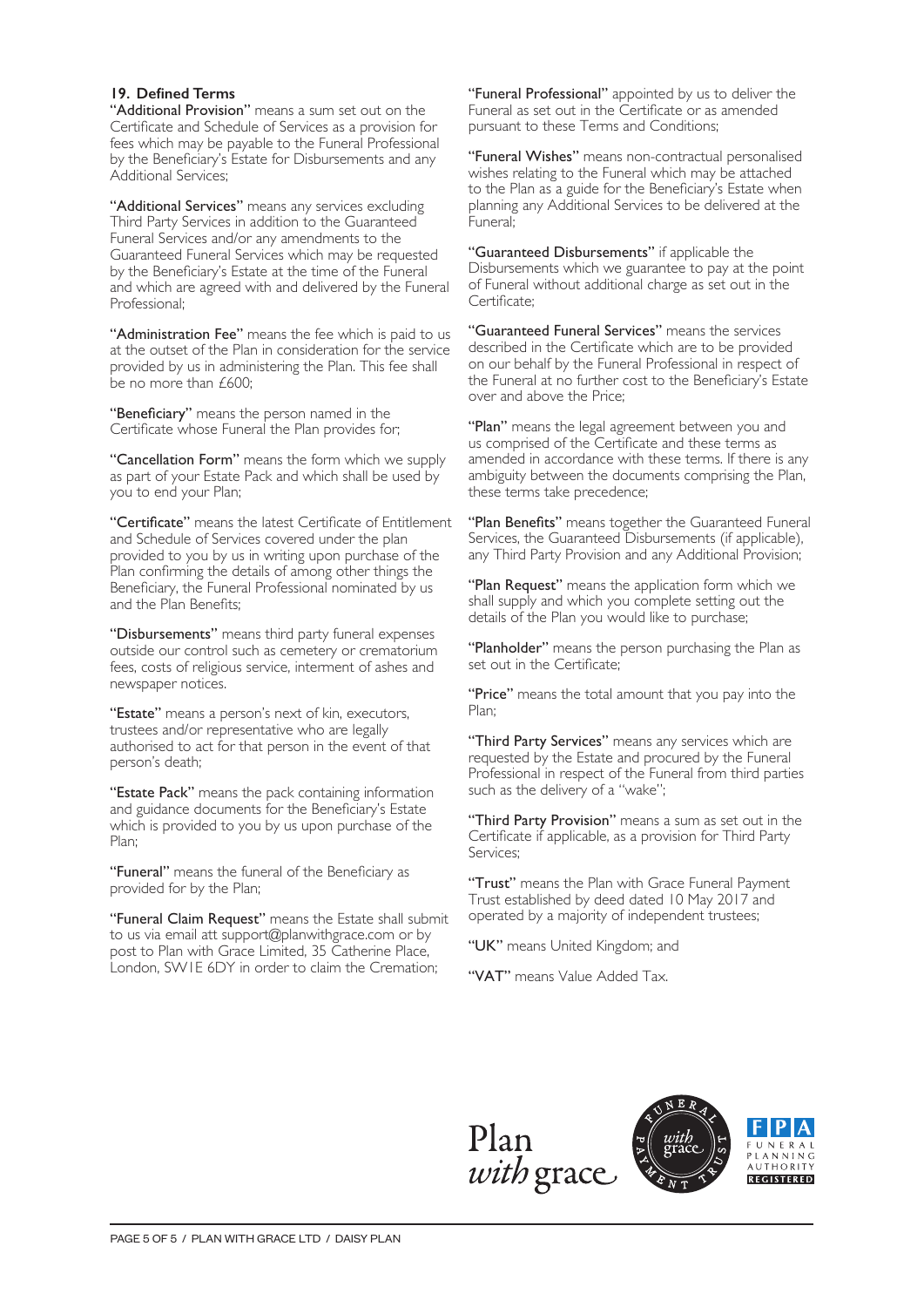## 19. Defined Terms

"**Additional Provision**" means a sum set out on the Certificate and Schedule of Services as a provision for fees which may be payable to the Funeral Professional by the Beneficiary's Estate for Disbursements and any Additional Services;

"**Additional Services**" means any services excluding Third Party Services in addition to the Guaranteed Funeral Services and/or any amendments to the Guaranteed Funeral Services which may be requested by the Beneficiary's Estate at the time of the Funeral and which are agreed with and delivered by the Funeral Professional;

"**Administration Fee**" means the fee which is paid to us at the outset of the Plan in consideration for the service provided by us in administering the Plan. This fee shall be no more than £600;

"**Beneficiary**" means the person named in the Certificate whose Funeral the Plan provides for;

"**Cancellation Form**" means the form which we supply as part of your Estate Pack and which shall be used by you to end your Plan;

"**Certificate**" means the latest Certificate of Entitlement and Schedule of Services covered under the plan provided to you by us in writing upon purchase of the Plan confirming the details of among other things the Beneficiary, the Funeral Professional nominated by us and the Plan Benefits;

"**Disbursements**" means third party funeral expenses outside our control such as cemetery or crematorium fees, costs of religious service, interment of ashes and newspaper notices.

"**Estate**" means a person's next of kin, executors, trustees and/or representative who are legally authorised to act for that person in the event of that person's death;

"**Estate Pack**" means the pack containing information and guidance documents for the Beneficiary's Estate which is provided to you by us upon purchase of the Plan;

"**Funeral**" means the funeral of the Beneficiary as provided for by the Plan;

"**Funeral Claim Request**" means the Estate shall submit to us via email att support@planwithgrace.com or by post to Plan with Grace Limited, 35 Catherine Place, London, SW1E 6DY in order to claim the Cremation;

"**Funeral Professional**" appointed by us to deliver the Funeral as set out in the Certificate or as amended pursuant to these Terms and Conditions;

"**Funeral Wishes**" means non-contractual personalised wishes relating to the Funeral which may be attached to the Plan as a guide for the Beneficiary's Estate when planning any Additional Services to be delivered at the Funeral;

"**Guaranteed Disbursements**" if applicable the Disbursements which we guarantee to pay at the point of Funeral without additional charge as set out in the Certificate;

"**Guaranteed Funeral Services**" means the services described in the Certificate which are to be provided on our behalf by the Funeral Professional in respect of the Funeral at no further cost to the Beneficiary's Estate over and above the Price;

"**Plan**" means the legal agreement between you and us comprised of the Certificate and these terms as amended in accordance with these terms. If there is any ambiguity between the documents comprising the Plan, these terms take precedence;

"**Plan Benefits**" means together the Guaranteed Funeral Services, the Guaranteed Disbursements (if applicable), any Third Party Provision and any Additional Provision;

"**Plan Request**" means the application form which we shall supply and which you complete setting out the details of the Plan you would like to purchase;

"**Planholder**" means the person purchasing the Plan as set out in the Certificate;

"**Price**" means the total amount that you pay into the Plan;

"**Third Party Services**" means any services which are requested by the Estate and procured by the Funeral Professional in respect of the Funeral from third parties such as the delivery of a "wake";

"**Third Party Provision**" means a sum as set out in the Certificate if applicable, as a provision for Third Party Services;

"**Trust**" means the Plan with Grace Funeral Payment Trust established by deed dated 10 May 2017 and operated by a majority of independent trustees;

"**UK**" means United Kingdom; and

"**VAT**" means Value Added Tax.

Plan *with* grace

Funeral Payment Trust *with* grace

FPA Funeral Planning Authority REGISTERED